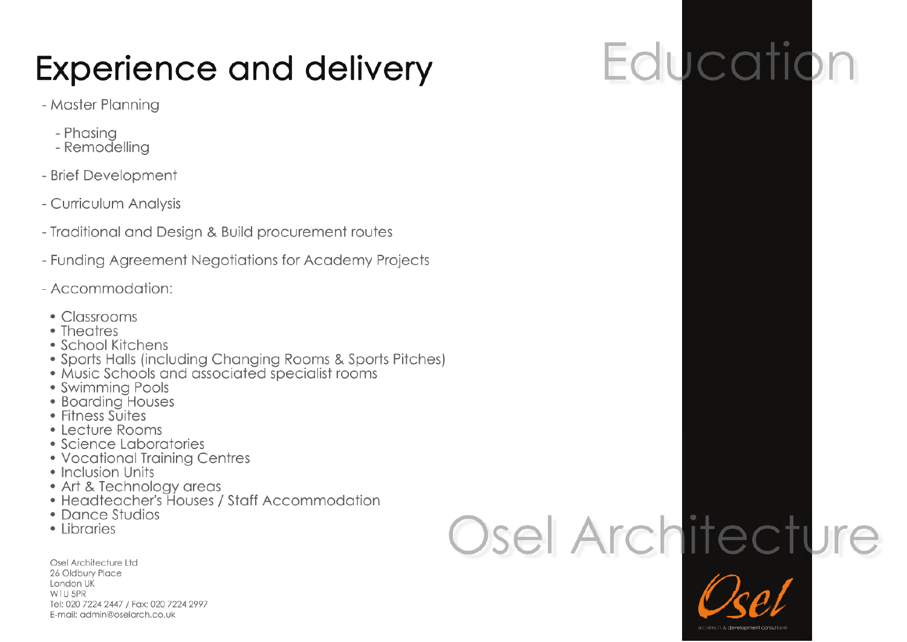# Education

## Experience and delivery

- Master Planning
  - Phasing
  - Remodelling
- Brief Development
- Curriculum Analysis
- Traditional and Design & Build procurement routes
- Funding Agreement Negotiations for Academy Projects
- Accommodation:
  - Classrooms
  - Theatres
  - School Kitchens
  - Sports Halls (including Changing Rooms & Sports Pitches)
  - Music Schools and associated specialist rooms
  - Swimming Pools
  - Boarding Houses
  - Fitness Suites
  - Lecture Rooms
  - Science Laboratories
  - Vocational Training Centres
  - Inclusion Units
  - Art & Technology areas
  - Headteacher's Houses / Staff Accommodation
  - Dance Studios
  - Libraries

Osel Architecture Ltd
26 Oldbury Place
London UK
W1U 5PR
Tel: 020 7224 2447 / Fax: 020 7224 2997
E-mail: admin@oselarch.co.uk

Osel Architecture

Osel
architects & development consultants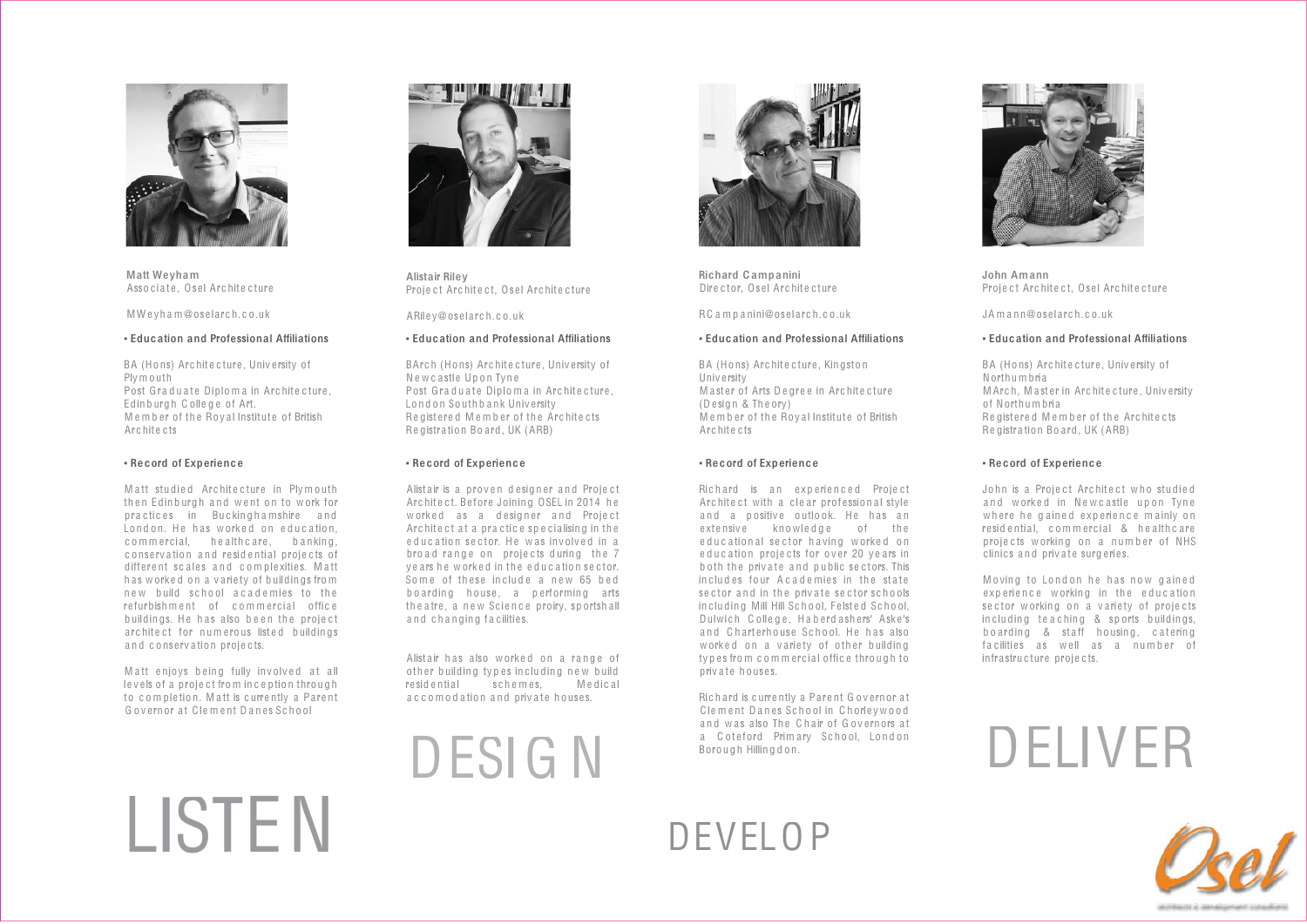**Matt Weyham**
Associate, Osel Architecture

MWeyham@oselarch.co.uk

**• Education and Professional Affiliations**

BA (Hons) Architecture, University of Plymouth
Post Graduate Diploma in Architecture, Edinburgh College of Art.
Member of the Royal Institute of British Architects

**• Record of Experience**

Matt studied Architecture in Plymouth then Edinburgh and went on to work for practices in Buckinghamshire and London. He has worked on education, commercial, healthcare, banking, conservation and residential projects of different scales and complexities. Matt has worked on a variety of buildings from new build school academies to the refurbishment of commercial office buildings. He has also been the project architect for numerous listed buildings and conservation projects.

Matt enjoys being fully involved at all levels of a project from inception through to completion. Matt is currently a Parent Governor at Clement Danes School

**Alistair Riley**
Project Architect, Osel Architecture

ARiley@oselarch.co.uk

**• Education and Professional Affiliations**

BArch (Hons) Architecture, University of Newcastle Upon Tyne
Post Graduate Diploma in Architecture, London Southbank University
Registered Member of the Architects Registration Board, UK (ARB)

**• Record of Experience**

Alistair is a proven designer and Project Architect. Before Joining OSEL in 2014 he worked as a designer and Project Architect at a practice specialising in the education sector. He was involved in a broad range on projects during the 7 years he worked in the education sector. Some of these include a new 65 bed boarding house, a performing arts theatre, a new Science proiry, sportshall and changing facilities.

Alistair has also worked on a range of other building types including new build residential schemes, Medical accomodation and private houses.

**Richard Campanini**
Director, Osel Architecture

RCampanini@oselarch.co.uk

**• Education and Professional Affiliations**

BA (Hons) Architecture, Kingston University
Master of Arts Degree in Architecture (Design & Theory)
Member of the Royal Institute of British Architects

**• Record of Experience**

Richard is an experienced Project Architect with a clear professional style and a positive outlook. He has an extensive knowledge of the educational sector having worked on education projects for over 20 years in both the private and public sectors. This includes four Academies in the state sector and in the private sector schools including Mill Hill School, Felsted School, Dulwich College, Haberdashers' Aske's and Charterhouse School. He has also worked on a variety of other building types from commercial office through to private houses.

Richard is currently a Parent Governor at Clement Danes School in Chorleywood and was also The Chair of Governors at a Coteford Primary School, London Borough Hillingdon.

**John Amann**
Project Architect, Osel Architecture

JAmann@oselarch.co.uk

**• Education and Professional Affiliations**

BA (Hons) Architecture, University of Northumbria
MArch, Master in Architecture, University of Northumbria
Registered Member of the Architects Registration Board, UK (ARB)

**• Record of Experience**

John is a Project Architect who studied and worked in Newcastle upon Tyne where he gained experience mainly on residential, commercial & healthcare projects working on a number of NHS clinics and private surgeries.

Moving to London he has now gained experience working in the education sector working on a variety of projects including teaching & sports buildings, boarding & staff housing, catering facilities as well as a number of infrastructure projects.

LISTEN

DESIGN

DEVELOP

DELIVER

Osel
architects & development consultants